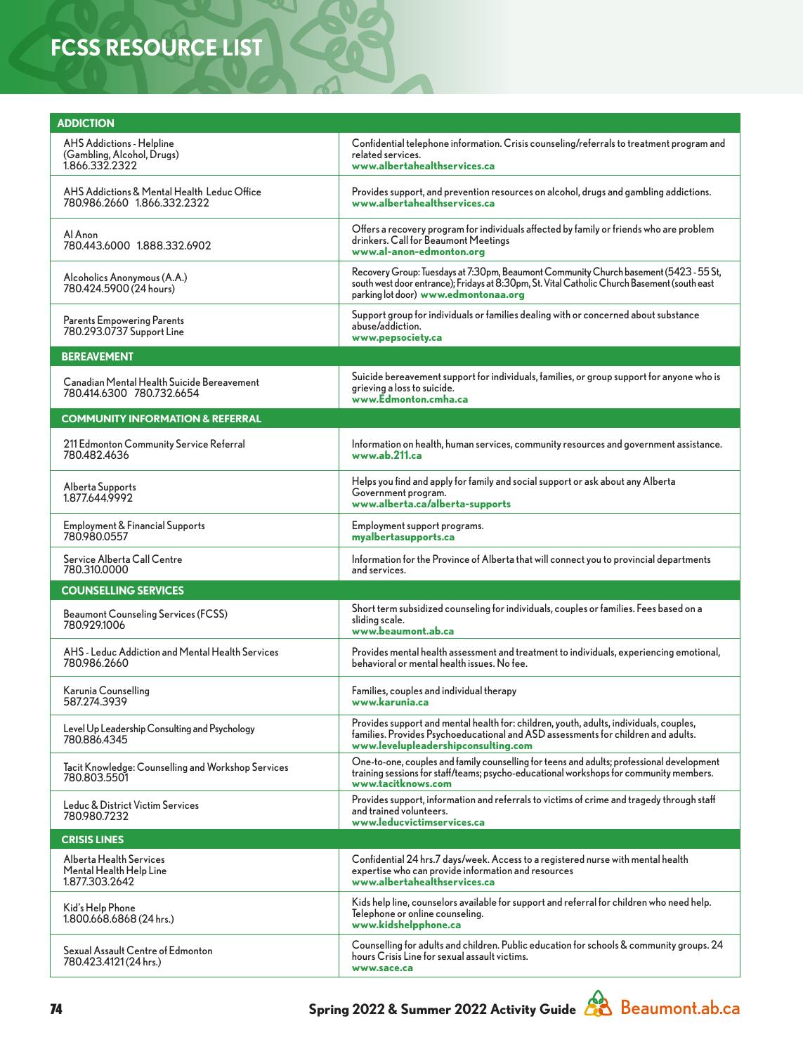# FCSS RESOURCE LIST

| ADDICTION | |
|---|---|
| AHS Addictions - Helpline (Gambling, Alcohol, Drugs) 1.866.332.2322 | Confidential telephone information. Crisis counseling/referrals to treatment program and related services. **www.albertahealthservices.ca** |
| AHS Addictions & Mental Health Leduc Office 780.986.2660 1.866.332.2322 | Provides support, and prevention resources on alcohol, drugs and gambling addictions. **www.albertahealthservices.ca** |
| Al Anon 780.443.6000 1.888.332.6902 | Offers a recovery program for individuals affected by family or friends who are problem drinkers. Call for Beaumont Meetings **www.al-anon-edmonton.org** |
| Alcoholics Anonymous (A.A.) 780.424.5900 (24 hours) | Recovery Group: Tuesdays at 7:30pm, Beaumont Community Church basement (5423 - 55 St, south west door entrance); Fridays at 8:30pm, St. Vital Catholic Church Basement (south east parking lot door) **www.edmontonaa.org** |
| Parents Empowering Parents 780.293.0737 Support Line | Support group for individuals or families dealing with or concerned about substance abuse/addiction. **www.pepsociety.ca** |
| **BEREAVEMENT** | |
| Canadian Mental Health Suicide Bereavement 780.414.6300 780.732.6654 | Suicide bereavement support for individuals, families, or group support for anyone who is grieving a loss to suicide. **www.Edmonton.cmha.ca** |
| **COMMUNITY INFORMATION & REFERRAL** | |
| 211 Edmonton Community Service Referral 780.482.4636 | Information on health, human services, community resources and government assistance. **www.ab.211.ca** |
| Alberta Supports 1.877.644.9992 | Helps you find and apply for family and social support or ask about any Alberta Government program. **www.alberta.ca/alberta-supports** |
| Employment & Financial Supports 780.980.0557 | Employment support programs. **myalbertasupports.ca** |
| Service Alberta Call Centre 780.310.0000 | Information for the Province of Alberta that will connect you to provincial departments and services. |
| **COUNSELLING SERVICES** | |
| Beaumont Counseling Services (FCSS) 780.929.1006 | Short term subsidized counseling for individuals, couples or families. Fees based on a sliding scale. **www.beaumont.ab.ca** |
| AHS - Leduc Addiction and Mental Health Services 780.986.2660 | Provides mental health assessment and treatment to individuals, experiencing emotional, behavioral or mental health issues. No fee. |
| Karunia Counselling 587.274.3939 | Families, couples and individual therapy **www.karunia.ca** |
| Level Up Leadership Consulting and Psychology 780.886.4345 | Provides support and mental health for: children, youth, adults, individuals, couples, families. Provides Psychoeducational and ASD assessments for children and adults. **www.levelupleadershipconsulting.com** |
| Tacit Knowledge: Counselling and Workshop Services 780.803.5501 | One-to-one, couples and family counselling for teens and adults; professional development training sessions for staff/teams; psycho-educational workshops for community members. **www.tacitknows.com** |
| Leduc & District Victim Services 780.980.7232 | Provides support, information and referrals to victims of crime and tragedy through staff and trained volunteers. **www.leducvictimservices.ca** |
| **CRISIS LINES** | |
| Alberta Health Services Mental Health Help Line 1.877.303.2642 | Confidential 24 hrs.7 days/week. Access to a registered nurse with mental health expertise who can provide information and resources **www.albertahealthservices.ca** |
| Kid's Help Phone 1.800.668.6868 (24 hrs.) | Kids help line, counselors available for support and referral for children who need help. Telephone or online counseling. **www.kidshelpphone.ca** |
| Sexual Assault Centre of Edmonton 780.423.4121 (24 hrs.) | Counselling for adults and children. Public education for schools & community groups. 24 hours Crisis Line for sexual assault victims. **www.sace.ca** |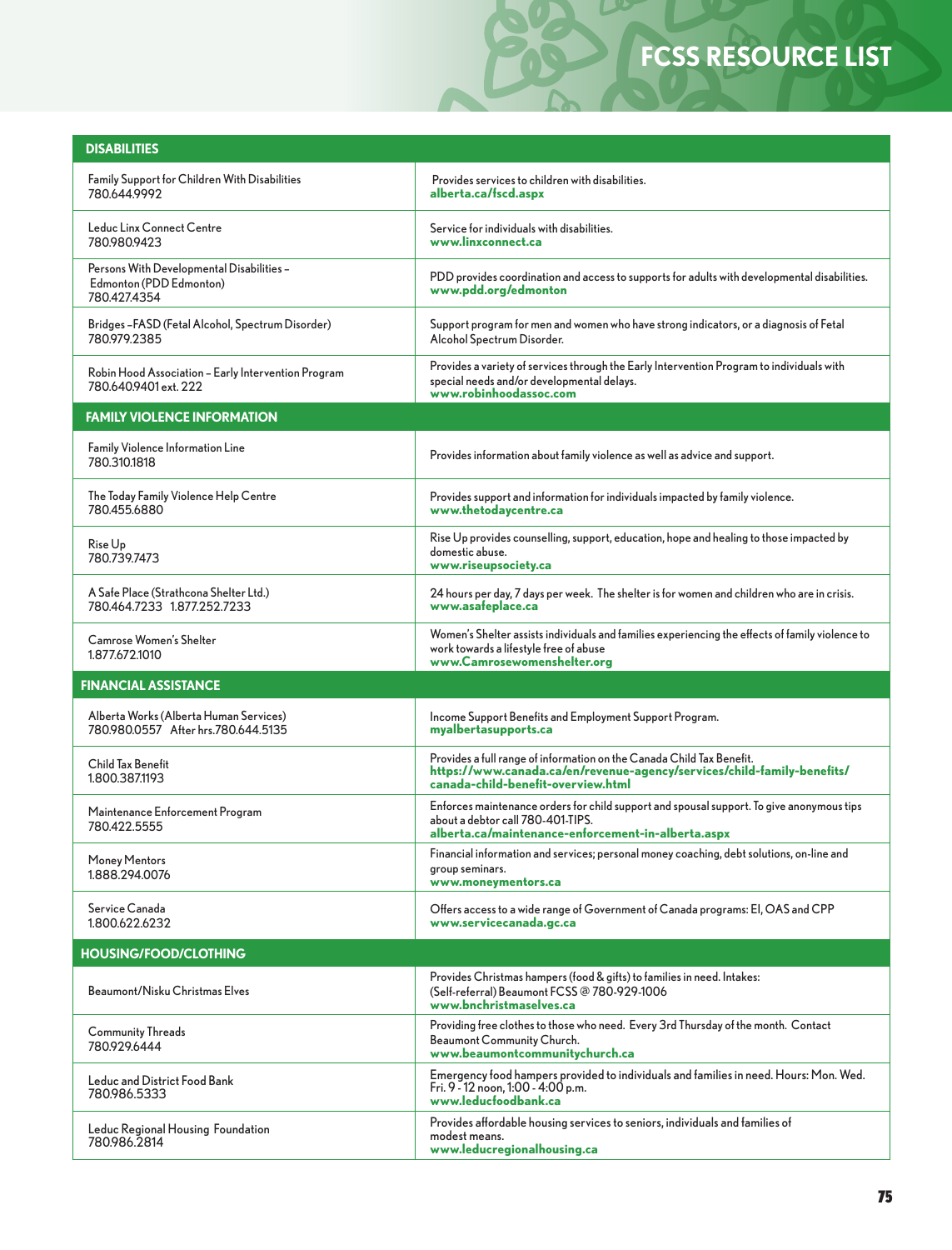# FCSS RESOURCE LIST

| DISABILITIES | |
|---|---|
| Family Support for Children With Disabilities<br>780.644.9992 | Provides services to children with disabilities.<br>**alberta.ca/fscd.aspx** |
| Leduc Linx Connect Centre<br>780.980.9423 | Service for individuals with disabilities.<br>**www.linxconnect.ca** |
| Persons With Developmental Disabilities – Edmonton (PDD Edmonton)<br>780.427.4354 | PDD provides coordination and access to supports for adults with developmental disabilities.<br>**www.pdd.org/edmonton** |
| Bridges –FASD (Fetal Alcohol, Spectrum Disorder)<br>780.979.2385 | Support program for men and women who have strong indicators, or a diagnosis of Fetal Alcohol Spectrum Disorder. |
| Robin Hood Association – Early Intervention Program<br>780.640.9401 ext. 222 | Provides a variety of services through the Early Intervention Program to individuals with special needs and/or developmental delays.<br>**www.robinhoodassoc.com** |
| **FAMILY VIOLENCE INFORMATION** | |
| Family Violence Information Line<br>780.310.1818 | Provides information about family violence as well as advice and support. |
| The Today Family Violence Help Centre<br>780.455.6880 | Provides support and information for individuals impacted by family violence.<br>**www.thetodaycentre.ca** |
| Rise Up<br>780.739.7473 | Rise Up provides counselling, support, education, hope and healing to those impacted by domestic abuse.<br>**www.riseupsociety.ca** |
| A Safe Place (Strathcona Shelter Ltd.)<br>780.464.7233 1.877.252.7233 | 24 hours per day, 7 days per week. The shelter is for women and children who are in crisis.<br>**www.asafeplace.ca** |
| Camrose Women's Shelter<br>1.877.672.1010 | Women's Shelter assists individuals and families experiencing the effects of family violence to work towards a lifestyle free of abuse<br>**www.Camrosewomenshelter.org** |
| **FINANCIAL ASSISTANCE** | |
| Alberta Works (Alberta Human Services)<br>780.980.0557 After hrs.780.644.5135 | Income Support Benefits and Employment Support Program.<br>**myalbertasupports.ca** |
| Child Tax Benefit<br>1.800.387.1193 | Provides a full range of information on the Canada Child Tax Benefit.<br>**https://www.canada.ca/en/revenue-agency/services/child-family-benefits/canada-child-benefit-overview.html** |
| Maintenance Enforcement Program<br>780.422.5555 | Enforces maintenance orders for child support and spousal support. To give anonymous tips about a debtor call 780-401-TIPS.<br>**alberta.ca/maintenance-enforcement-in-alberta.aspx** |
| Money Mentors<br>1.888.294.0076 | Financial information and services; personal money coaching, debt solutions, on-line and group seminars.<br>**www.moneymentors.ca** |
| Service Canada<br>1.800.622.6232 | Offers access to a wide range of Government of Canada programs: EI, OAS and CPP<br>**www.servicecanada.gc.ca** |
| **HOUSING/FOOD/CLOTHING** | |
| Beaumont/Nisku Christmas Elves | Provides Christmas hampers (food & gifts) to families in need. Intakes: (Self-referral) Beaumont FCSS @ 780-929-1006<br>**www.bnchristmaselves.ca** |
| Community Threads<br>780.929.6444 | Providing free clothes to those who need. Every 3rd Thursday of the month. Contact Beaumont Community Church.<br>**www.beaumontcommunitychurch.ca** |
| Leduc and District Food Bank<br>780.986.5333 | Emergency food hampers provided to individuals and families in need. Hours: Mon. Wed. Fri. 9 - 12 noon, 1:00 - 4:00 p.m.<br>**www.leducfoodbank.ca** |
| Leduc Regional Housing Foundation<br>780.986.2814 | Provides affordable housing services to seniors, individuals and families of modest means.<br>**www.leducregionalhousing.ca** |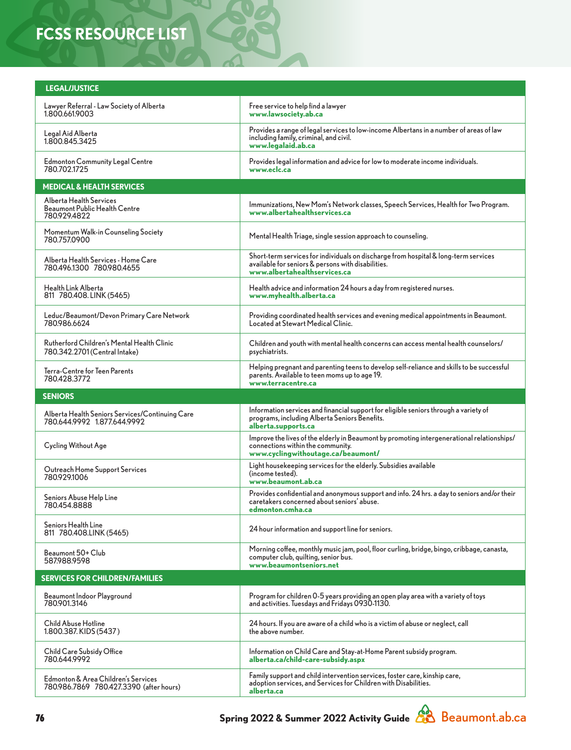# FCSS RESOURCE LIST

| LEGAL/JUSTICE | |
|---|---|
| Lawyer Referral - Law Society of Alberta<br>1.800.661.9003 | Free service to help find a lawyer<br>**www.lawsociety.ab.ca** |
| Legal Aid Alberta<br>1.800.845.3425 | Provides a range of legal services to low-income Albertans in a number of areas of law including family, criminal, and civil.<br>**www.legalaid.ab.ca** |
| Edmonton Community Legal Centre<br>780.702.1725 | Provides legal information and advice for low to moderate income individuals.<br>**www.eclc.ca** |
| **MEDICAL & HEALTH SERVICES** | |
| Alberta Health Services<br>Beaumont Public Health Centre<br>780.929.4822 | Immunizations, New Mom's Network classes, Speech Services, Health for Two Program.<br>**www.albertahealthservices.ca** |
| Momentum Walk-in Counseling Society<br>780.757.0900 | Mental Health Triage, single session approach to counseling. |
| Alberta Health Services - Home Care<br>780.496.1300 780.980.4655 | Short-term services for individuals on discharge from hospital & long-term services available for seniors & persons with disabilities.<br>**www.albertahealthservices.ca** |
| Health Link Alberta<br>811 780.408. LINK (5465) | Health advice and information 24 hours a day from registered nurses.<br>**www.myhealth.alberta.ca** |
| Leduc/Beaumont/Devon Primary Care Network<br>780.986.6624 | Providing coordinated health services and evening medical appointments in Beaumont. Located at Stewart Medical Clinic. |
| Rutherford Children's Mental Health Clinic<br>780.342.2701 (Central Intake) | Children and youth with mental health concerns can access mental health counselors/ psychiatrists. |
| Terra-Centre for Teen Parents<br>780.428.3772 | Helping pregnant and parenting teens to develop self-reliance and skills to be successful parents. Available to teen moms up to age 19.<br>**www.terracentre.ca** |
| **SENIORS** | |
| Alberta Health Seniors Services/Continuing Care<br>780.644.9992 1.877.644.9992 | Information services and financial support for eligible seniors through a variety of programs, including Alberta Seniors Benefits.<br>**alberta.supports.ca** |
| Cycling Without Age | Improve the lives of the elderly in Beaumont by promoting intergenerational relationships/ connections within the community.<br>**www.cyclingwithoutage.ca/beaumont/** |
| Outreach Home Support Services<br>780.929.1006 | Light housekeeping services for the elderly. Subsidies available (income tested).<br>**www.beaumont.ab.ca** |
| Seniors Abuse Help Line<br>780.454.8888 | Provides confidential and anonymous support and info. 24 hrs. a day to seniors and/or their caretakers concerned about seniors' abuse.<br>**edmonton.cmha.ca** |
| Seniors Health Line<br>811 780.408.LINK (5465) | 24 hour information and support line for seniors. |
| Beaumont 50+ Club<br>587.988.9598 | Morning coffee, monthly music jam, pool, floor curling, bridge, bingo, cribbage, canasta, computer club, quilting, senior bus.<br>**www.beaumontseniors.net** |
| **SERVICES FOR CHILDREN/FAMILIES** | |
| Beaumont Indoor Playground<br>780.901.3146 | Program for children 0-5 years providing an open play area with a variety of toys and activities. Tuesdays and Fridays 0930-1130. |
| Child Abuse Hotline<br>1.800.387. KIDS (5437) | 24 hours. If you are aware of a child who is a victim of abuse or neglect, call the above number. |
| Child Care Subsidy Office<br>780.644.9992 | Information on Child Care and Stay-at-Home Parent subsidy program.<br>**alberta.ca/child-care-subsidy.aspx** |
| Edmonton & Area Children's Services<br>780.986.7869 780.427.3390 (after hours) | Family support and child intervention services, foster care, kinship care, adoption services, and Services for Children with Disabilities.<br>**alberta.ca** |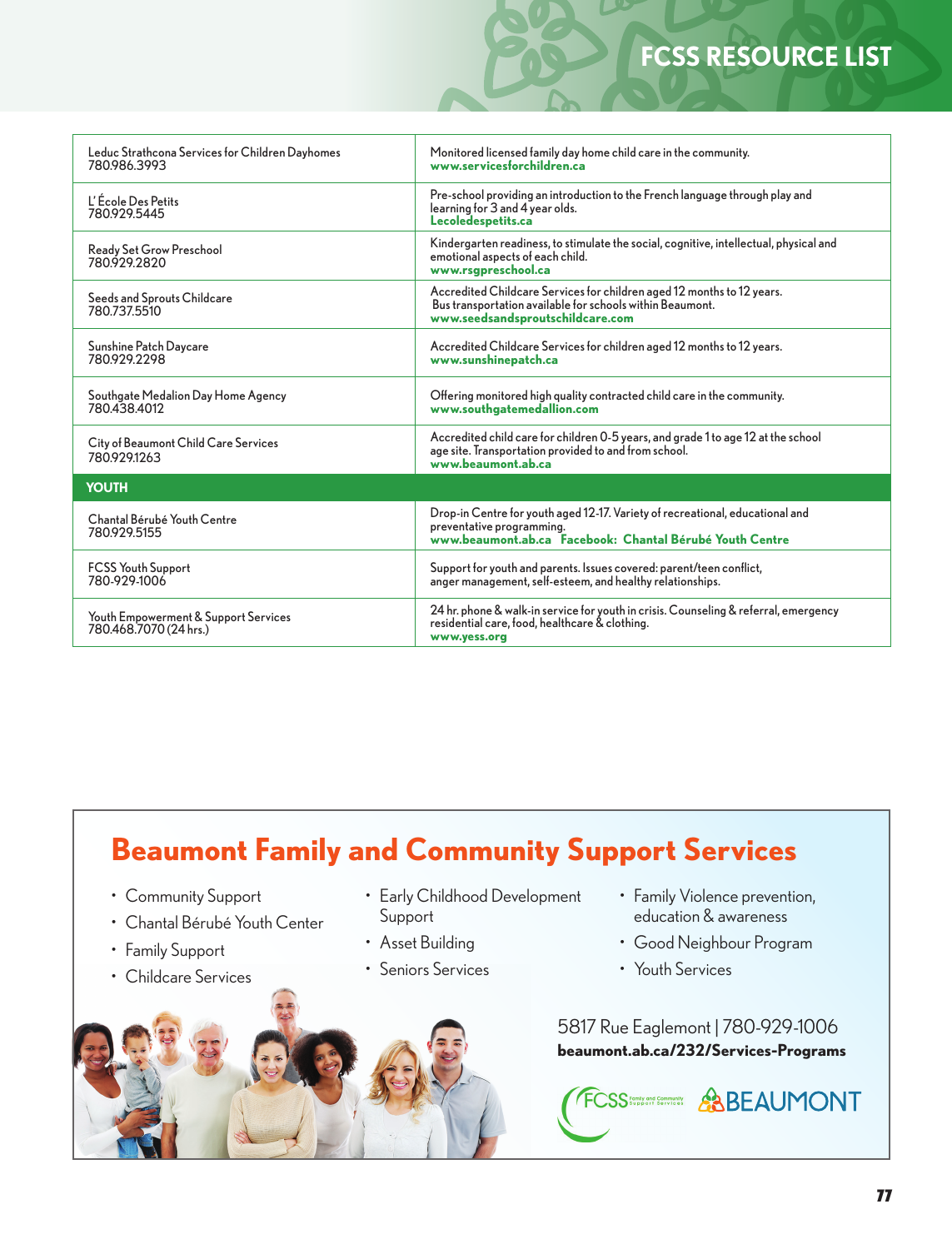# FCSS RESOURCE LIST

| | |
|---|---|
| Leduc Strathcona Services for Children Dayhomes<br>780.986.3993 | Monitored licensed family day home child care in the community.<br>**www.servicesforchildren.ca** |
| L'École Des Petits<br>780.929.5445 | Pre-school providing an introduction to the French language through play and learning for 3 and 4 year olds.<br>**Lecoledespetits.ca** |
| Ready Set Grow Preschool<br>780.929.2820 | Kindergarten readiness, to stimulate the social, cognitive, intellectual, physical and emotional aspects of each child.<br>**www.rsgpreschool.ca** |
| Seeds and Sprouts Childcare<br>780.737.5510 | Accredited Childcare Services for children aged 12 months to 12 years.<br>Bus transportation available for schools within Beaumont.<br>**www.seedsandsproutschildcare.com** |
| Sunshine Patch Daycare<br>780.929.2298 | Accredited Childcare Services for children aged 12 months to 12 years.<br>**www.sunshinepatch.ca** |
| Southgate Medalion Day Home Agency<br>780.438.4012 | Offering monitored high quality contracted child care in the community.<br>**www.southgatemedallion.com** |
| City of Beaumont Child Care Services<br>780.929.1263 | Accredited child care for children 0-5 years, and grade 1 to age 12 at the school age site. Transportation provided to and from school.<br>**www.beaumont.ab.ca** |
| **YOUTH** | |
| Chantal Bérubé Youth Centre<br>780.929.5155 | Drop-in Centre for youth aged 12-17. Variety of recreational, educational and preventative programming.<br>**www.beaumont.ab.ca Facebook: Chantal Bérubé Youth Centre** |
| FCSS Youth Support<br>780-929-1006 | Support for youth and parents. Issues covered: parent/teen conflict, anger management, self-esteem, and healthy relationships. |
| Youth Empowerment & Support Services<br>780.468.7070 (24 hrs.) | 24 hr. phone & walk-in service for youth in crisis. Counseling & referral, emergency residential care, food, healthcare & clothing.<br>**www.yess.org** |

## Beaumont Family and Community Support Services

- Community Support
- Chantal Bérubé Youth Center
- Family Support
- Childcare Services
- Early Childhood Development Support
- Asset Building
- Seniors Services
- Family Violence prevention, education & awareness
- Good Neighbour Program
- Youth Services

5817 Rue Eaglemont | 780-929-1006
**beaumont.ab.ca/232/Services-Programs**

FCSS Family and Community Support Services
BEAUMONT